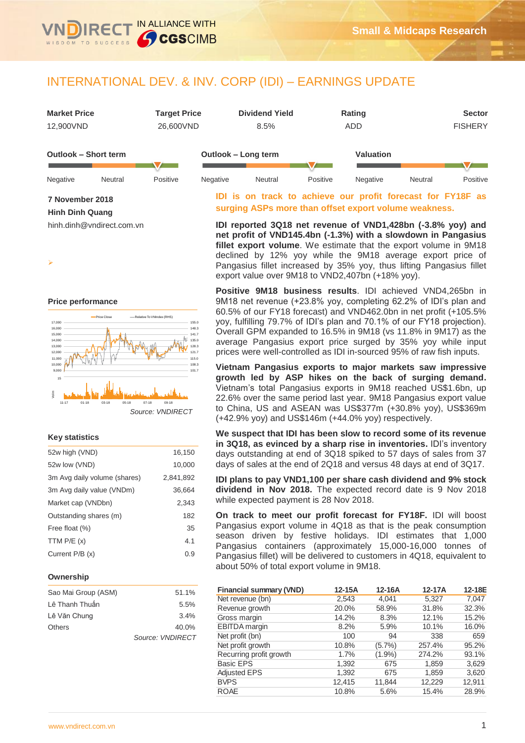# INTERNATIONAL DEV. & INV. CORP (IDI) – EARNINGS UPDATE

| Market Price | Target Price | Dividend Yield | Rating | Sector |
|---|---|---|---|---|
| 12,900VND | 26,600VND | 8.5% | ADD | FISHERY |

**Outlook – Short term**: Negative / Neutral / Positive

**Outlook – Long term**: Negative / Neutral / Positive

**Valuation**: Negative / Neutral / Positive

**7 November 2018**

**Hinh Dinh Quang**

hinh.dinh@vndirect.com.vn

### Price performance

Source: VNDIRECT

### Key statistics

| | |
|---|---|
| 52w high (VND) | 16,150 |
| 52w low (VND) | 10,000 |
| 3m Avg daily volume (shares) | 2,841,892 |
| 3m Avg daily value (VNDm) | 36,664 |
| Market cap (VNDbn) | 2,343 |
| Outstanding shares (m) | 182 |
| Free float (%) | 35 |
| TTM P/E (x) | 4.1 |
| Current P/B (x) | 0.9 |

### Ownership

| | |
|---|---|
| Sao Mai Group (ASM) | 51.1% |
| Lê Thanh Thuấn | 5.5% |
| Lê Văn Chung | 3.4% |
| Others | 40.0% |

Source: VNDIRECT

## IDI is on track to achieve our profit forecast for FY18F as surging ASPs more than offset export volume weakness.

**IDI reported 3Q18 net revenue of VND1,428bn (-3.8% yoy) and net profit of VND145.4bn (-1.3%) with a slowdown in Pangasius fillet export volume**. We estimate that the export volume in 9M18 declined by 12% yoy while the 9M18 average export price of Pangasius fillet increased by 35% yoy, thus lifting Pangasius fillet export value over 9M18 to VND2,407bn (+18% yoy).

**Positive 9M18 business results**. IDI achieved VND4,265bn in 9M18 net revenue (+23.8% yoy, completing 62.2% of IDI's plan and 60.5% of our FY18 forecast) and VND462.0bn in net profit (+105.5% yoy, fulfilling 79.7% of IDI's plan and 70.1% of our FY18 projection). Overall GPM expanded to 16.5% in 9M18 (vs 11.8% in 9M17) as the average Pangasius export price surged by 35% yoy while input prices were well-controlled as IDI in-sourced 95% of raw fish inputs.

**Vietnam Pangasius exports to major markets saw impressive growth led by ASP hikes on the back of surging demand.** Vietnam's total Pangasius exports in 9M18 reached US$1.6bn, up 22.6% over the same period last year. 9M18 Pangasius export value to China, US and ASEAN was US$377m (+30.8% yoy), US$369m (+42.9% yoy) and US$146m (+44.0% yoy) respectively.

**We suspect that IDI has been slow to record some of its revenue in 3Q18, as evinced by a sharp rise in inventories.** IDI's inventory days outstanding at end of 3Q18 spiked to 57 days of sales from 37 days of sales at the end of 2Q18 and versus 48 days at end of 3Q17.

**IDI plans to pay VND1,100 per share cash dividend and 9% stock dividend in Nov 2018.** The expected record date is 9 Nov 2018 while expected payment is 28 Nov 2018.

**On track to meet our profit forecast for FY18F.** IDI will boost Pangasius export volume in 4Q18 as that is the peak consumption season driven by festive holidays. IDI estimates that 1,000 Pangasius containers (approximately 15,000-16,000 tonnes of Pangasius fillet) will be delivered to customers in 4Q18, equivalent to about 50% of total export volume in 9M18.

| Financial summary (VND) | 12-15A | 12-16A | 12-17A | 12-18E |
|---|---|---|---|---|
| Net revenue (bn) | 2,543 | 4,041 | 5,327 | 7,047 |
| Revenue growth | 20.0% | 58.9% | 31.8% | 32.3% |
| Gross margin | 14.2% | 8.3% | 12.1% | 15.2% |
| EBITDA margin | 8.2% | 5.9% | 10.1% | 16.0% |
| Net profit (bn) | 100 | 94 | 338 | 659 |
| Net profit growth | 10.8% | (5.7%) | 257.4% | 95.2% |
| Recurring profit growth | 1.7% | (1.9%) | 274.2% | 93.1% |
| Basic EPS | 1,392 | 675 | 1,859 | 3,629 |
| Adjusted EPS | 1,392 | 675 | 1,859 | 3,620 |
| BVPS | 12,415 | 11,844 | 12,229 | 12,911 |
| ROAE | 10.8% | 5.6% | 15.4% | 28.9% |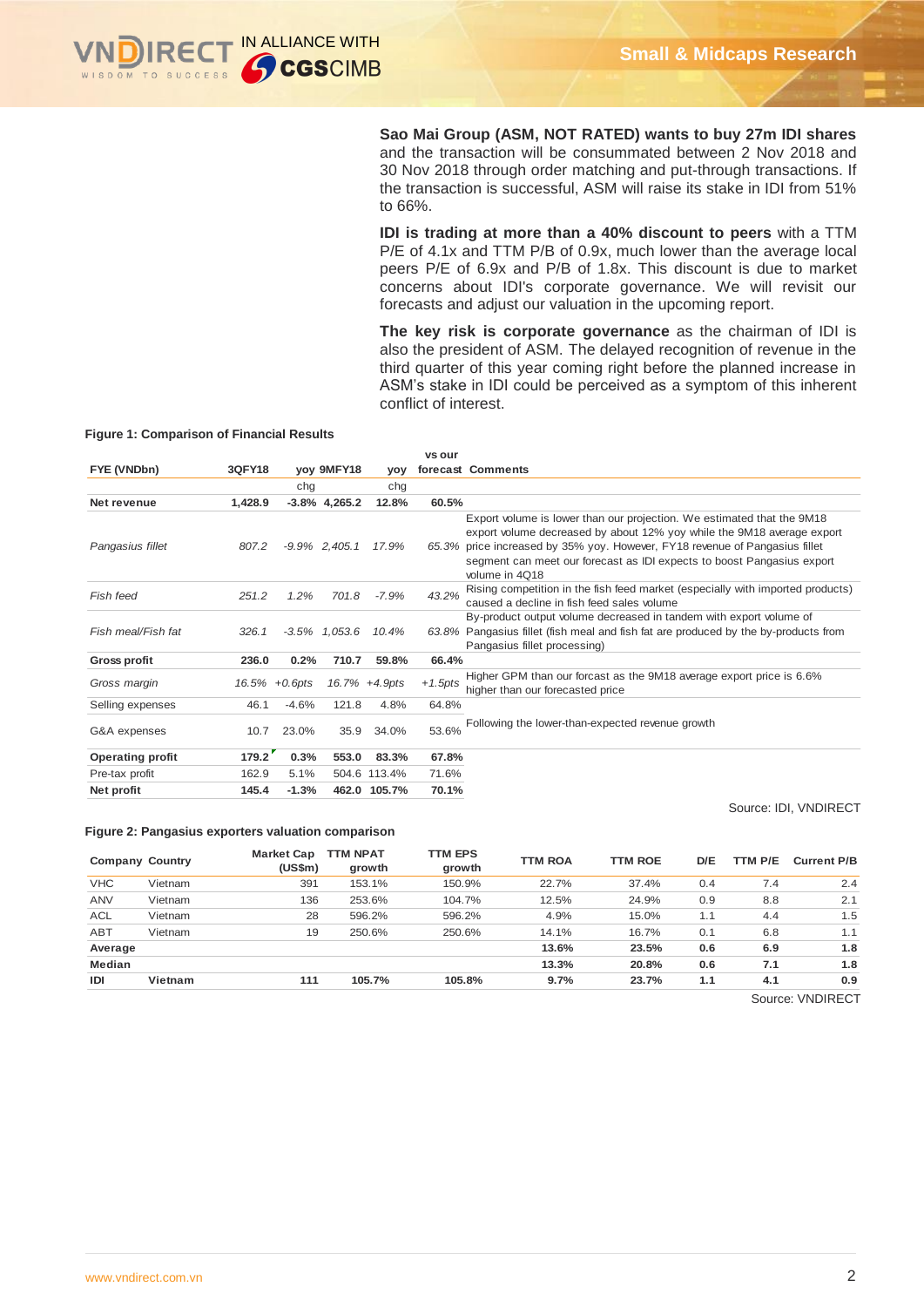**Sao Mai Group (ASM, NOT RATED) wants to buy 27m IDI shares** and the transaction will be consummated between 2 Nov 2018 and 30 Nov 2018 through order matching and put-through transactions. If the transaction is successful, ASM will raise its stake in IDI from 51% to 66%.

**IDI is trading at more than a 40% discount to peers** with a TTM P/E of 4.1x and TTM P/B of 0.9x, much lower than the average local peers P/E of 6.9x and P/B of 1.8x. This discount is due to market concerns about IDI's corporate governance. We will revisit our forecasts and adjust our valuation in the upcoming report.

**The key risk is corporate governance** as the chairman of IDI is also the president of ASM. The delayed recognition of revenue in the third quarter of this year coming right before the planned increase in ASM's stake in IDI could be perceived as a symptom of this inherent conflict of interest.

**Figure 1: Comparison of Financial Results**

| FYE (VNDbn) | 3QFY18 | yoy chg | 9MFY18 | yoy chg | vs our forecast | Comments |
|---|---|---|---|---|---|---|
| **Net revenue** | **1,428.9** | **-3.8%** | **4,265.2** | **12.8%** | **60.5%** | |
| *Pangasius fillet* | *807.2* | *-9.9%* | *2,405.1* | *17.9%* | *65.3%* | Export volume is lower than our projection. We estimated that the 9M18 export volume decreased by about 12% yoy while the 9M18 average export price increased by 35% yoy. However, FY18 revenue of Pangasius fillet segment can meet our forecast as IDI expects to boost Pangasius export volume in 4Q18 |
| *Fish feed* | *251.2* | *1.2%* | *701.8* | *-7.9%* | *43.2%* | Rising competition in the fish feed market (especially with imported products) caused a decline in fish feed sales volume |
| *Fish meal/Fish fat* | *326.1* | *-3.5%* | *1,053.6* | *10.4%* | *63.8%* | By-product output volume decreased in tandem with export volume of Pangasius fillet (fish meal and fish fat are produced by the by-products from Pangasius fillet processing) |
| **Gross profit** | **236.0** | **0.2%** | **710.7** | **59.8%** | **66.4%** | |
| *Gross margin* | *16.5%* | *+0.6pts* | *16.7%* | *+4.9pts* | *+1.5pts* | Higher GPM than our forcast as the 9M18 average export price is 6.6% higher than our forecasted price |
| Selling expenses | 46.1 | -4.6% | 121.8 | 4.8% | 64.8% | |
| G&A expenses | 10.7 | 23.0% | 35.9 | 34.0% | 53.6% | Following the lower-than-expected revenue growth |
| **Operating profit** | **179.2** | **0.3%** | **553.0** | **83.3%** | **67.8%** | |
| Pre-tax profit | 162.9 | 5.1% | 504.6 | 113.4% | 71.6% | |
| **Net profit** | **145.4** | **-1.3%** | **462.0** | **105.7%** | **70.1%** | |

Source: IDI, VNDIRECT

**Figure 2: Pangasius exporters valuation comparison**

| Company | Country | Market Cap (US$m) | TTM NPAT growth | TTM EPS growth | TTM ROA | TTM ROE | D/E | TTM P/E | Current P/B |
|---|---|---|---|---|---|---|---|---|---|
| VHC | Vietnam | 391 | 153.1% | 150.9% | 22.7% | 37.4% | 0.4 | 7.4 | 2.4 |
| ANV | Vietnam | 136 | 253.6% | 104.7% | 12.5% | 24.9% | 0.9 | 8.8 | 2.1 |
| ACL | Vietnam | 28 | 596.2% | 596.2% | 4.9% | 15.0% | 1.1 | 4.4 | 1.5 |
| ABT | Vietnam | 19 | 250.6% | 250.6% | 14.1% | 16.7% | 0.1 | 6.8 | 1.1 |
| **Average** | | | | | **13.6%** | **23.5%** | **0.6** | **6.9** | **1.8** |
| **Median** | | | | | **13.3%** | **20.8%** | **0.6** | **7.1** | **1.8** |
| **IDI** | **Vietnam** | **111** | **105.7%** | **105.8%** | **9.7%** | **23.7%** | **1.1** | **4.1** | **0.9** |

Source: VNDIRECT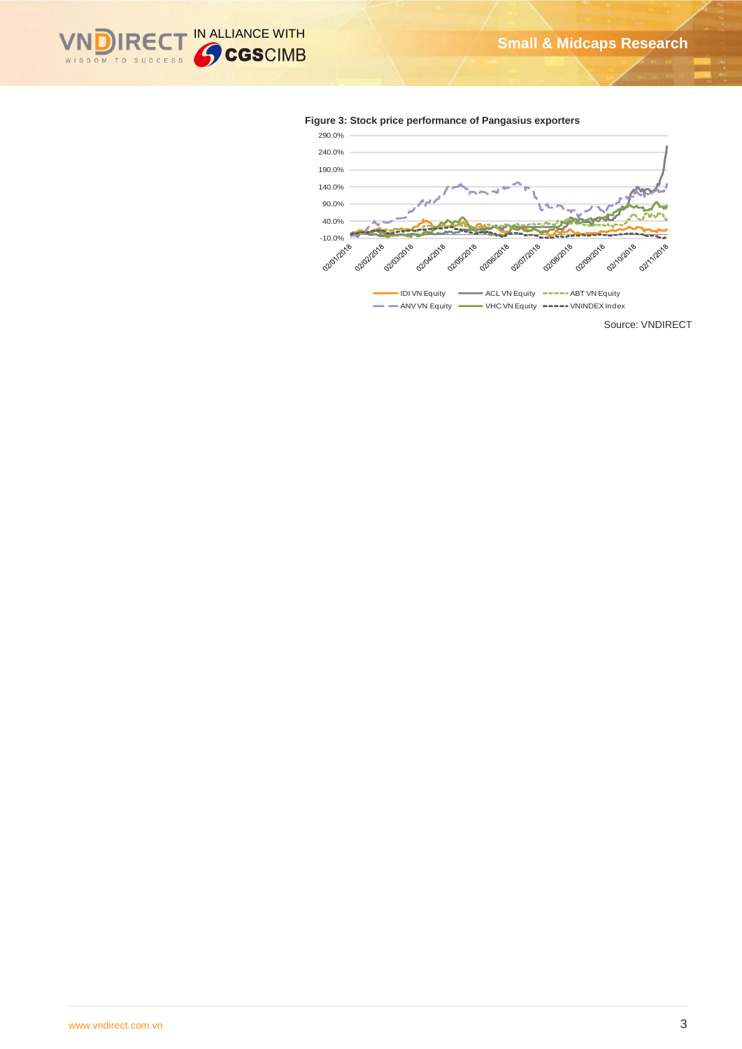**Figure 3: Stock price performance of Pangasius exporters**

Source: VNDIRECT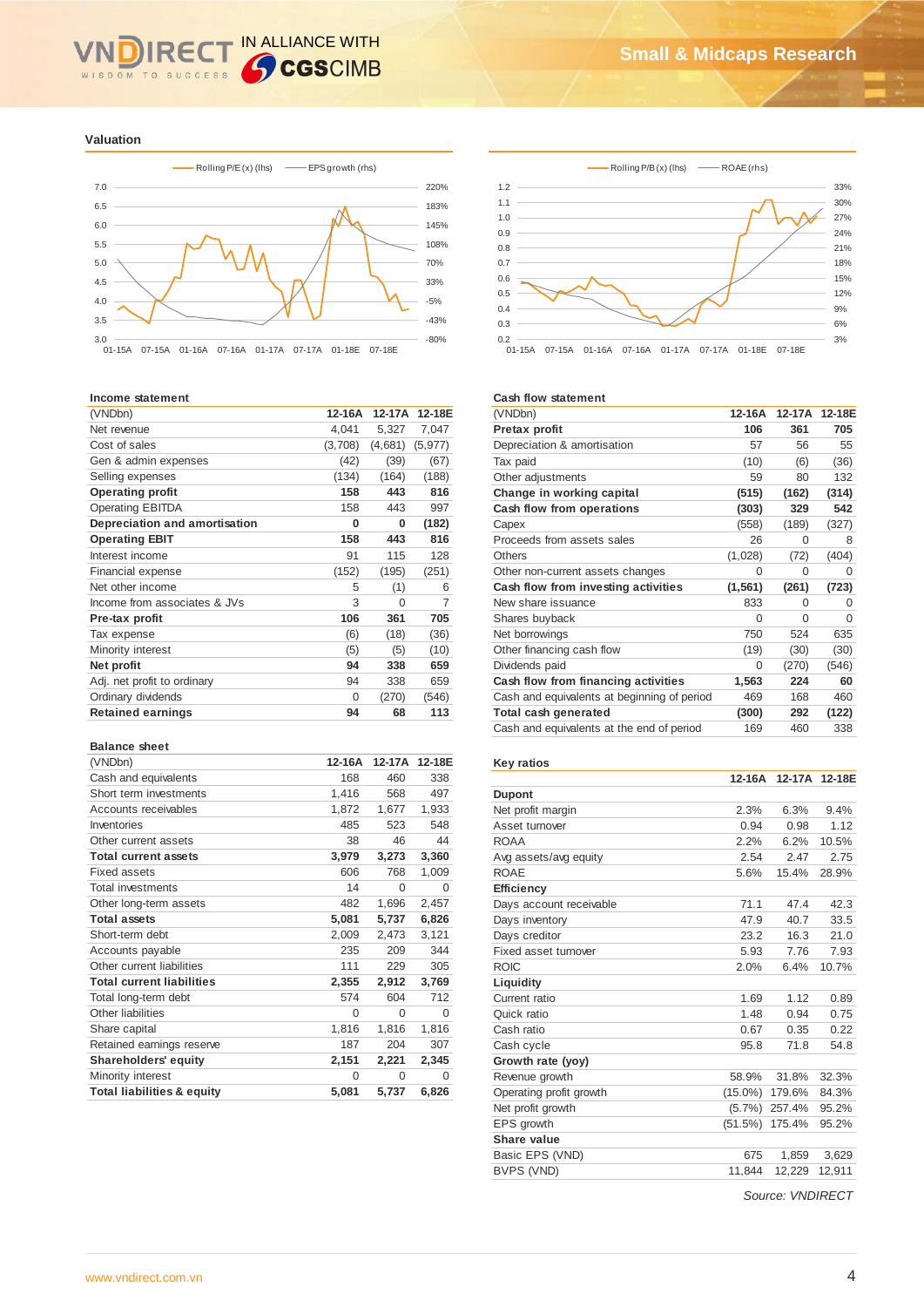## Valuation

Rolling P/E (x) (lhs) — EPS growth (rhs)

Rolling P/B (x) (lhs) — ROAE (rhs)

### Income statement

| (VNDbn) | 12-16A | 12-17A | 12-18E |
|---|---|---|---|
| Net revenue | 4,041 | 5,327 | 7,047 |
| Cost of sales | (3,708) | (4,681) | (5,977) |
| Gen & admin expenses | (42) | (39) | (67) |
| Selling expenses | (134) | (164) | (188) |
| **Operating profit** | **158** | **443** | **816** |
| Operating EBITDA | 158 | 443 | 997 |
| **Depreciation and amortisation** | **0** | **0** | **(182)** |
| **Operating EBIT** | **158** | **443** | **816** |
| Interest income | 91 | 115 | 128 |
| Financial expense | (152) | (195) | (251) |
| Net other income | 5 | (1) | 6 |
| Income from associates & JVs | 3 | 0 | 7 |
| **Pre-tax profit** | **106** | **361** | **705** |
| Tax expense | (6) | (18) | (36) |
| Minority interest | (5) | (5) | (10) |
| **Net profit** | **94** | **338** | **659** |
| Adj. net profit to ordinary | 94 | 338 | 659 |
| Ordinary dividends | 0 | (270) | (546) |
| **Retained earnings** | **94** | **68** | **113** |

### Balance sheet

| (VNDbn) | 12-16A | 12-17A | 12-18E |
|---|---|---|---|
| Cash and equivalents | 168 | 460 | 338 |
| Short term investments | 1,416 | 568 | 497 |
| Accounts receivables | 1,872 | 1,677 | 1,933 |
| Inventories | 485 | 523 | 548 |
| Other current assets | 38 | 46 | 44 |
| **Total current assets** | **3,979** | **3,273** | **3,360** |
| Fixed assets | 606 | 768 | 1,009 |
| Total investments | 14 | 0 | 0 |
| Other long-term assets | 482 | 1,696 | 2,457 |
| **Total assets** | **5,081** | **5,737** | **6,826** |
| Short-term debt | 2,009 | 2,473 | 3,121 |
| Accounts payable | 235 | 209 | 344 |
| Other current liabilities | 111 | 229 | 305 |
| **Total current liabilities** | **2,355** | **2,912** | **3,769** |
| Total long-term debt | 574 | 604 | 712 |
| Other liabilities | 0 | 0 | 0 |
| Share capital | 1,816 | 1,816 | 1,816 |
| Retained earnings reserve | 187 | 204 | 307 |
| **Shareholders' equity** | **2,151** | **2,221** | **2,345** |
| Minority interest | 0 | 0 | 0 |
| **Total liabilities & equity** | **5,081** | **5,737** | **6,826** |

### Cash flow statement

| (VNDbn) | 12-16A | 12-17A | 12-18E |
|---|---|---|---|
| **Pretax profit** | **106** | **361** | **705** |
| Depreciation & amortisation | 57 | 56 | 55 |
| Tax paid | (10) | (6) | (36) |
| Other adjustments | 59 | 80 | 132 |
| **Change in working capital** | **(515)** | **(162)** | **(314)** |
| **Cash flow from operations** | **(303)** | **329** | **542** |
| Capex | (558) | (189) | (327) |
| Proceeds from assets sales | 26 | 0 | 8 |
| Others | (1,028) | (72) | (404) |
| Other non-current assets changes | 0 | 0 | 0 |
| **Cash flow from investing activities** | **(1,561)** | **(261)** | **(723)** |
| New share issuance | 833 | 0 | 0 |
| Shares buyback | 0 | 0 | 0 |
| Net borrowings | 750 | 524 | 635 |
| Other financing cash flow | (19) | (30) | (30) |
| Dividends paid | 0 | (270) | (546) |
| **Cash flow from financing activities** | **1,563** | **224** | **60** |
| Cash and equivalents at beginning of period | 469 | 168 | 460 |
| **Total cash generated** | **(300)** | **292** | **(122)** |
| Cash and equivalents at the end of period | 169 | 460 | 338 |

### Key ratios

| | 12-16A | 12-17A | 12-18E |
|---|---|---|---|
| **Dupont** | | | |
| Net profit margin | 2.3% | 6.3% | 9.4% |
| Asset turnover | 0.94 | 0.98 | 1.12 |
| ROAA | 2.2% | 6.2% | 10.5% |
| Avg assets/avg equity | 2.54 | 2.47 | 2.75 |
| ROAE | 5.6% | 15.4% | 28.9% |
| **Efficiency** | | | |
| Days account receivable | 71.1 | 47.4 | 42.3 |
| Days inventory | 47.9 | 40.7 | 33.5 |
| Days creditor | 23.2 | 16.3 | 21.0 |
| Fixed asset turnover | 5.93 | 7.76 | 7.93 |
| ROIC | 2.0% | 6.4% | 10.7% |
| **Liquidity** | | | |
| Current ratio | 1.69 | 1.12 | 0.89 |
| Quick ratio | 1.48 | 0.94 | 0.75 |
| Cash ratio | 0.67 | 0.35 | 0.22 |
| Cash cycle | 95.8 | 71.8 | 54.8 |
| **Growth rate (yoy)** | | | |
| Revenue growth | 58.9% | 31.8% | 32.3% |
| Operating profit growth | (15.0%) | 179.6% | 84.3% |
| Net profit growth | (5.7%) | 257.4% | 95.2% |
| EPS growth | (51.5%) | 175.4% | 95.2% |
| **Share value** | | | |
| Basic EPS (VND) | 675 | 1,859 | 3,629 |
| BVPS (VND) | 11,844 | 12,229 | 12,911 |

*Source: VNDIRECT*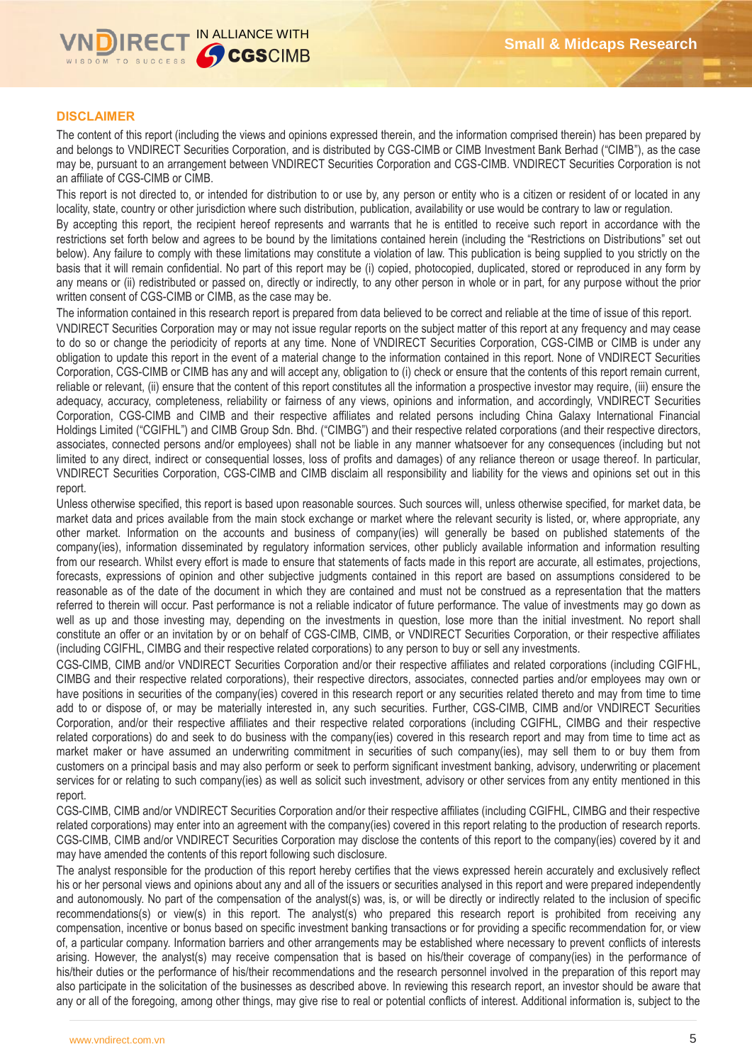## DISCLAIMER

The content of this report (including the views and opinions expressed therein, and the information comprised therein) has been prepared by and belongs to VNDIRECT Securities Corporation, and is distributed by CGS-CIMB or CIMB Investment Bank Berhad ("CIMB"), as the case may be, pursuant to an arrangement between VNDIRECT Securities Corporation and CGS-CIMB. VNDIRECT Securities Corporation is not an affiliate of CGS-CIMB or CIMB.

This report is not directed to, or intended for distribution to or use by, any person or entity who is a citizen or resident of or located in any locality, state, country or other jurisdiction where such distribution, publication, availability or use would be contrary to law or regulation.

By accepting this report, the recipient hereof represents and warrants that he is entitled to receive such report in accordance with the restrictions set forth below and agrees to be bound by the limitations contained herein (including the "Restrictions on Distributions" set out below). Any failure to comply with these limitations may constitute a violation of law. This publication is being supplied to you strictly on the basis that it will remain confidential. No part of this report may be (i) copied, photocopied, duplicated, stored or reproduced in any form by any means or (ii) redistributed or passed on, directly or indirectly, to any other person in whole or in part, for any purpose without the prior written consent of CGS-CIMB or CIMB, as the case may be.

The information contained in this research report is prepared from data believed to be correct and reliable at the time of issue of this report.

VNDIRECT Securities Corporation may or may not issue regular reports on the subject matter of this report at any frequency and may cease to do so or change the periodicity of reports at any time. None of VNDIRECT Securities Corporation, CGS-CIMB or CIMB is under any obligation to update this report in the event of a material change to the information contained in this report. None of VNDIRECT Securities Corporation, CGS-CIMB or CIMB has any and will accept any, obligation to (i) check or ensure that the contents of this report remain current, reliable or relevant, (ii) ensure that the content of this report constitutes all the information a prospective investor may require, (iii) ensure the adequacy, accuracy, completeness, reliability or fairness of any views, opinions and information, and accordingly, VNDIRECT Securities Corporation, CGS-CIMB and CIMB and their respective affiliates and related persons including China Galaxy International Financial Holdings Limited ("CGIFHL") and CIMB Group Sdn. Bhd. ("CIMBG") and their respective related corporations (and their respective directors, associates, connected persons and/or employees) shall not be liable in any manner whatsoever for any consequences (including but not limited to any direct, indirect or consequential losses, loss of profits and damages) of any reliance thereon or usage thereof. In particular, VNDIRECT Securities Corporation, CGS-CIMB and CIMB disclaim all responsibility and liability for the views and opinions set out in this report.

Unless otherwise specified, this report is based upon reasonable sources. Such sources will, unless otherwise specified, for market data, be market data and prices available from the main stock exchange or market where the relevant security is listed, or, where appropriate, any other market. Information on the accounts and business of company(ies) will generally be based on published statements of the company(ies), information disseminated by regulatory information services, other publicly available information and information resulting from our research. Whilst every effort is made to ensure that statements of facts made in this report are accurate, all estimates, projections, forecasts, expressions of opinion and other subjective judgments contained in this report are based on assumptions considered to be reasonable as of the date of the document in which they are contained and must not be construed as a representation that the matters referred to therein will occur. Past performance is not a reliable indicator of future performance. The value of investments may go down as well as up and those investing may, depending on the investments in question, lose more than the initial investment. No report shall constitute an offer or an invitation by or on behalf of CGS-CIMB, CIMB, or VNDIRECT Securities Corporation, or their respective affiliates (including CGIFHL, CIMBG and their respective related corporations) to any person to buy or sell any investments.

CGS-CIMB, CIMB and/or VNDIRECT Securities Corporation and/or their respective affiliates and related corporations (including CGIFHL, CIMBG and their respective related corporations), their respective directors, associates, connected parties and/or employees may own or have positions in securities of the company(ies) covered in this research report or any securities related thereto and may from time to time add to or dispose of, or may be materially interested in, any such securities. Further, CGS-CIMB, CIMB and/or VNDIRECT Securities Corporation, and/or their respective affiliates and their respective related corporations (including CGIFHL, CIMBG and their respective related corporations) do and seek to do business with the company(ies) covered in this research report and may from time to time act as market maker or have assumed an underwriting commitment in securities of such company(ies), may sell them to or buy them from customers on a principal basis and may also perform or seek to perform significant investment banking, advisory, underwriting or placement services for or relating to such company(ies) as well as solicit such investment, advisory or other services from any entity mentioned in this report.

CGS-CIMB, CIMB and/or VNDIRECT Securities Corporation and/or their respective affiliates (including CGIFHL, CIMBG and their respective related corporations) may enter into an agreement with the company(ies) covered in this report relating to the production of research reports. CGS-CIMB, CIMB and/or VNDIRECT Securities Corporation may disclose the contents of this report to the company(ies) covered by it and may have amended the contents of this report following such disclosure.

The analyst responsible for the production of this report hereby certifies that the views expressed herein accurately and exclusively reflect his or her personal views and opinions about any and all of the issuers or securities analysed in this report and were prepared independently and autonomously. No part of the compensation of the analyst(s) was, is, or will be directly or indirectly related to the inclusion of specific recommendations(s) or view(s) in this report. The analyst(s) who prepared this research report is prohibited from receiving any compensation, incentive or bonus based on specific investment banking transactions or for providing a specific recommendation for, or view of, a particular company. Information barriers and other arrangements may be established where necessary to prevent conflicts of interests arising. However, the analyst(s) may receive compensation that is based on his/their coverage of company(ies) in the performance of his/their duties or the performance of his/their recommendations and the research personnel involved in the preparation of this report may also participate in the solicitation of the businesses as described above. In reviewing this research report, an investor should be aware that any or all of the foregoing, among other things, may give rise to real or potential conflicts of interest. Additional information is, subject to the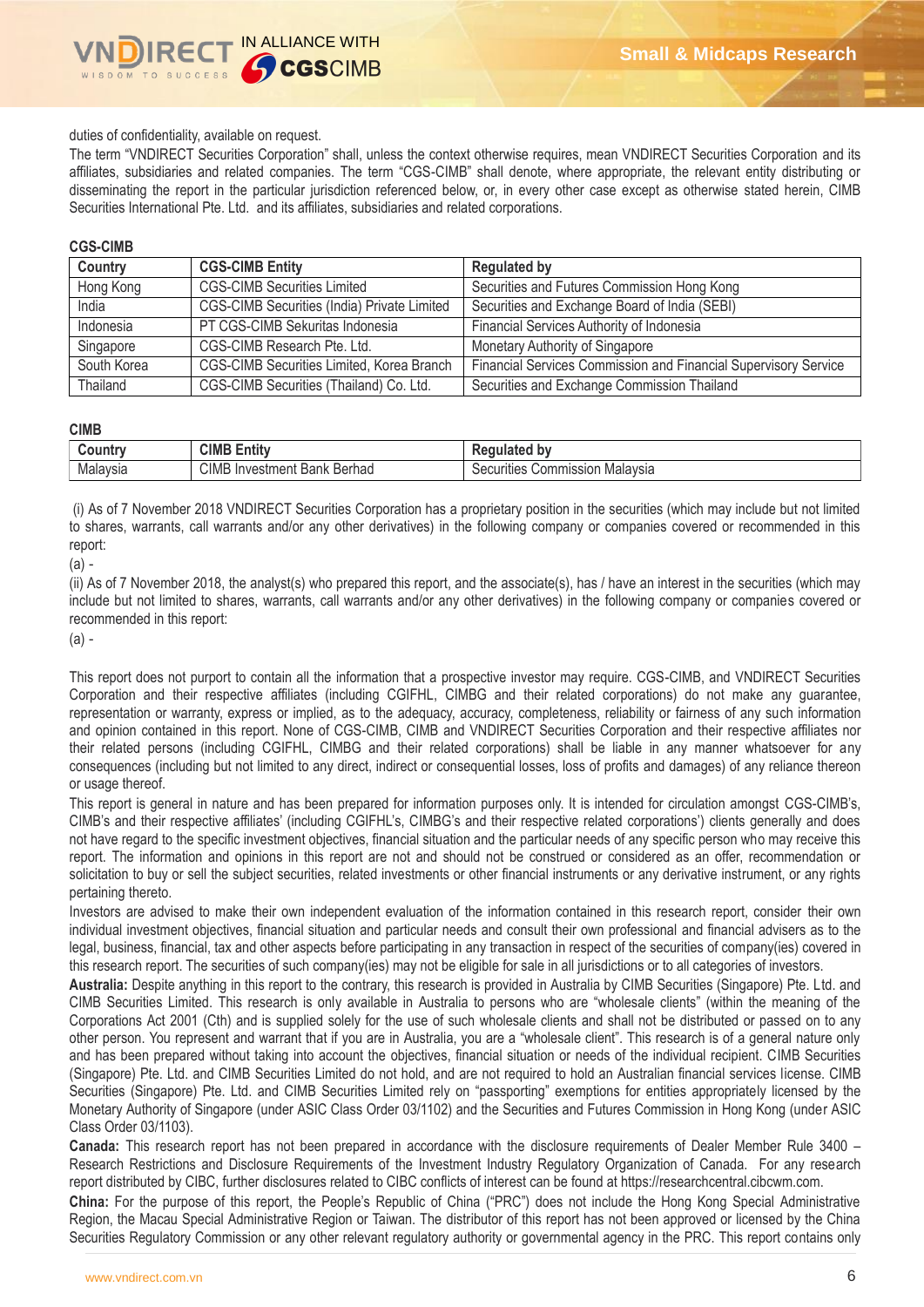duties of confidentiality, available on request.

The term "VNDIRECT Securities Corporation" shall, unless the context otherwise requires, mean VNDIRECT Securities Corporation and its affiliates, subsidiaries and related companies. The term "CGS-CIMB" shall denote, where appropriate, the relevant entity distributing or disseminating the report in the particular jurisdiction referenced below, or, in every other case except as otherwise stated herein, CIMB Securities International Pte. Ltd. and its affiliates, subsidiaries and related corporations.

**CGS-CIMB**

| Country | CGS-CIMB Entity | Regulated by |
|---|---|---|
| Hong Kong | CGS-CIMB Securities Limited | Securities and Futures Commission Hong Kong |
| India | CGS-CIMB Securities (India) Private Limited | Securities and Exchange Board of India (SEBI) |
| Indonesia | PT CGS-CIMB Sekuritas Indonesia | Financial Services Authority of Indonesia |
| Singapore | CGS-CIMB Research Pte. Ltd. | Monetary Authority of Singapore |
| South Korea | CGS-CIMB Securities Limited, Korea Branch | Financial Services Commission and Financial Supervisory Service |
| Thailand | CGS-CIMB Securities (Thailand) Co. Ltd. | Securities and Exchange Commission Thailand |

**CIMB**

| Country | CIMB Entity | Regulated by |
|---|---|---|
| Malaysia | CIMB Investment Bank Berhad | Securities Commission Malaysia |

(i) As of 7 November 2018 VNDIRECT Securities Corporation has a proprietary position in the securities (which may include but not limited to shares, warrants, call warrants and/or any other derivatives) in the following company or companies covered or recommended in this report:

(a) -

(ii) As of 7 November 2018, the analyst(s) who prepared this report, and the associate(s), has / have an interest in the securities (which may include but not limited to shares, warrants, call warrants and/or any other derivatives) in the following company or companies covered or recommended in this report:

(a) -

This report does not purport to contain all the information that a prospective investor may require. CGS-CIMB, and VNDIRECT Securities Corporation and their respective affiliates (including CGIFHL, CIMBG and their related corporations) do not make any guarantee, representation or warranty, express or implied, as to the adequacy, accuracy, completeness, reliability or fairness of any such information and opinion contained in this report. None of CGS-CIMB, CIMB and VNDIRECT Securities Corporation and their respective affiliates nor their related persons (including CGIFHL, CIMBG and their related corporations) shall be liable in any manner whatsoever for any consequences (including but not limited to any direct, indirect or consequential losses, loss of profits and damages) of any reliance thereon or usage thereof.

This report is general in nature and has been prepared for information purposes only. It is intended for circulation amongst CGS-CIMB's, CIMB's and their respective affiliates' (including CGIFHL's, CIMBG's and their respective related corporations') clients generally and does not have regard to the specific investment objectives, financial situation and the particular needs of any specific person who may receive this report. The information and opinions in this report are not and should not be construed or considered as an offer, recommendation or solicitation to buy or sell the subject securities, related investments or other financial instruments or any derivative instrument, or any rights pertaining thereto.

Investors are advised to make their own independent evaluation of the information contained in this research report, consider their own individual investment objectives, financial situation and particular needs and consult their own professional and financial advisers as to the legal, business, financial, tax and other aspects before participating in any transaction in respect of the securities of company(ies) covered in this research report. The securities of such company(ies) may not be eligible for sale in all jurisdictions or to all categories of investors.

**Australia:** Despite anything in this report to the contrary, this research is provided in Australia by CIMB Securities (Singapore) Pte. Ltd. and CIMB Securities Limited. This research is only available in Australia to persons who are "wholesale clients" (within the meaning of the Corporations Act 2001 (Cth) and is supplied solely for the use of such wholesale clients and shall not be distributed or passed on to any other person. You represent and warrant that if you are in Australia, you are a "wholesale client". This research is of a general nature only and has been prepared without taking into account the objectives, financial situation or needs of the individual recipient. CIMB Securities (Singapore) Pte. Ltd. and CIMB Securities Limited do not hold, and are not required to hold an Australian financial services license. CIMB Securities (Singapore) Pte. Ltd. and CIMB Securities Limited rely on "passporting" exemptions for entities appropriately licensed by the Monetary Authority of Singapore (under ASIC Class Order 03/1102) and the Securities and Futures Commission in Hong Kong (under ASIC Class Order 03/1103).

**Canada:** This research report has not been prepared in accordance with the disclosure requirements of Dealer Member Rule 3400 – Research Restrictions and Disclosure Requirements of the Investment Industry Regulatory Organization of Canada. For any research report distributed by CIBC, further disclosures related to CIBC conflicts of interest can be found at https://researchcentral.cibcwm.com.

**China:** For the purpose of this report, the People's Republic of China ("PRC") does not include the Hong Kong Special Administrative Region, the Macau Special Administrative Region or Taiwan. The distributor of this report has not been approved or licensed by the China Securities Regulatory Commission or any other relevant regulatory authority or governmental agency in the PRC. This report contains only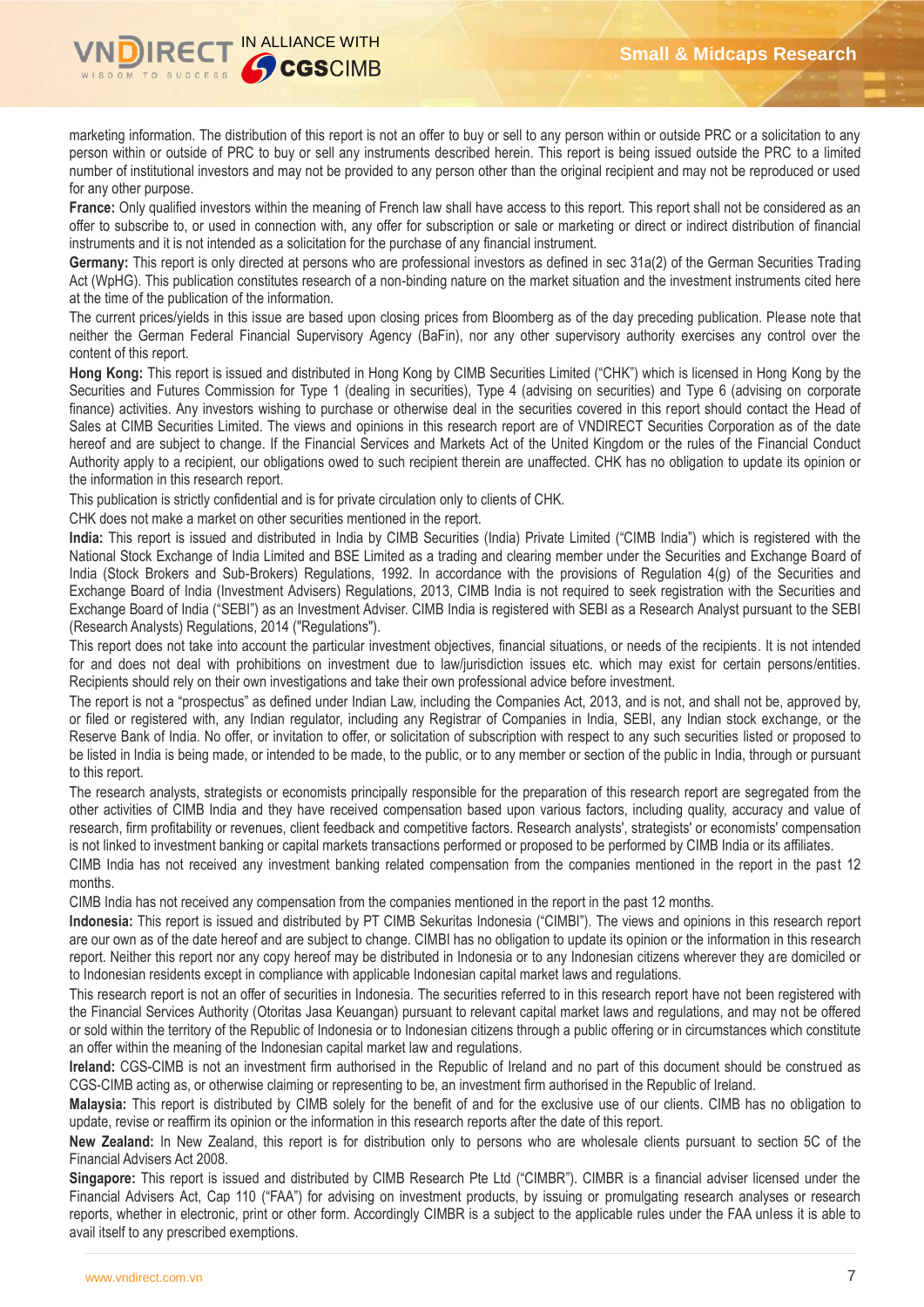marketing information. The distribution of this report is not an offer to buy or sell to any person within or outside PRC or a solicitation to any person within or outside of PRC to buy or sell any instruments described herein. This report is being issued outside the PRC to a limited number of institutional investors and may not be provided to any person other than the original recipient and may not be reproduced or used for any other purpose.

**France:** Only qualified investors within the meaning of French law shall have access to this report. This report shall not be considered as an offer to subscribe to, or used in connection with, any offer for subscription or sale or marketing or direct or indirect distribution of financial instruments and it is not intended as a solicitation for the purchase of any financial instrument.

**Germany:** This report is only directed at persons who are professional investors as defined in sec 31a(2) of the German Securities Trading Act (WpHG). This publication constitutes research of a non-binding nature on the market situation and the investment instruments cited here at the time of the publication of the information.

The current prices/yields in this issue are based upon closing prices from Bloomberg as of the day preceding publication. Please note that neither the German Federal Financial Supervisory Agency (BaFin), nor any other supervisory authority exercises any control over the content of this report.

**Hong Kong:** This report is issued and distributed in Hong Kong by CIMB Securities Limited ("CHK") which is licensed in Hong Kong by the Securities and Futures Commission for Type 1 (dealing in securities), Type 4 (advising on securities) and Type 6 (advising on corporate finance) activities. Any investors wishing to purchase or otherwise deal in the securities covered in this report should contact the Head of Sales at CIMB Securities Limited. The views and opinions in this research report are of VNDIRECT Securities Corporation as of the date hereof and are subject to change. If the Financial Services and Markets Act of the United Kingdom or the rules of the Financial Conduct Authority apply to a recipient, our obligations owed to such recipient therein are unaffected. CHK has no obligation to update its opinion or the information in this research report.

This publication is strictly confidential and is for private circulation only to clients of CHK.

CHK does not make a market on other securities mentioned in the report.

**India:** This report is issued and distributed in India by CIMB Securities (India) Private Limited ("CIMB India") which is registered with the National Stock Exchange of India Limited and BSE Limited as a trading and clearing member under the Securities and Exchange Board of India (Stock Brokers and Sub-Brokers) Regulations, 1992. In accordance with the provisions of Regulation 4(g) of the Securities and Exchange Board of India (Investment Advisers) Regulations, 2013, CIMB India is not required to seek registration with the Securities and Exchange Board of India ("SEBI") as an Investment Adviser. CIMB India is registered with SEBI as a Research Analyst pursuant to the SEBI (Research Analysts) Regulations, 2014 ("Regulations").

This report does not take into account the particular investment objectives, financial situations, or needs of the recipients. It is not intended for and does not deal with prohibitions on investment due to law/jurisdiction issues etc. which may exist for certain persons/entities. Recipients should rely on their own investigations and take their own professional advice before investment.

The report is not a "prospectus" as defined under Indian Law, including the Companies Act, 2013, and is not, and shall not be, approved by, or filed or registered with, any Indian regulator, including any Registrar of Companies in India, SEBI, any Indian stock exchange, or the Reserve Bank of India. No offer, or invitation to offer, or solicitation of subscription with respect to any such securities listed or proposed to be listed in India is being made, or intended to be made, to the public, or to any member or section of the public in India, through or pursuant to this report.

The research analysts, strategists or economists principally responsible for the preparation of this research report are segregated from the other activities of CIMB India and they have received compensation based upon various factors, including quality, accuracy and value of research, firm profitability or revenues, client feedback and competitive factors. Research analysts', strategists' or economists' compensation is not linked to investment banking or capital markets transactions performed or proposed to be performed by CIMB India or its affiliates.

CIMB India has not received any investment banking related compensation from the companies mentioned in the report in the past 12 months.

CIMB India has not received any compensation from the companies mentioned in the report in the past 12 months.

**Indonesia:** This report is issued and distributed by PT CIMB Sekuritas Indonesia ("CIMBI"). The views and opinions in this research report are our own as of the date hereof and are subject to change. CIMBI has no obligation to update its opinion or the information in this research report. Neither this report nor any copy hereof may be distributed in Indonesia or to any Indonesian citizens wherever they are domiciled or to Indonesian residents except in compliance with applicable Indonesian capital market laws and regulations.

This research report is not an offer of securities in Indonesia. The securities referred to in this research report have not been registered with the Financial Services Authority (Otoritas Jasa Keuangan) pursuant to relevant capital market laws and regulations, and may not be offered or sold within the territory of the Republic of Indonesia or to Indonesian citizens through a public offering or in circumstances which constitute an offer within the meaning of the Indonesian capital market law and regulations.

**Ireland:** CGS-CIMB is not an investment firm authorised in the Republic of Ireland and no part of this document should be construed as CGS-CIMB acting as, or otherwise claiming or representing to be, an investment firm authorised in the Republic of Ireland.

**Malaysia:** This report is distributed by CIMB solely for the benefit of and for the exclusive use of our clients. CIMB has no obligation to update, revise or reaffirm its opinion or the information in this research reports after the date of this report.

**New Zealand:** In New Zealand, this report is for distribution only to persons who are wholesale clients pursuant to section 5C of the Financial Advisers Act 2008.

**Singapore:** This report is issued and distributed by CIMB Research Pte Ltd ("CIMBR"). CIMBR is a financial adviser licensed under the Financial Advisers Act, Cap 110 ("FAA") for advising on investment products, by issuing or promulgating research analyses or research reports, whether in electronic, print or other form. Accordingly CIMBR is a subject to the applicable rules under the FAA unless it is able to avail itself to any prescribed exemptions.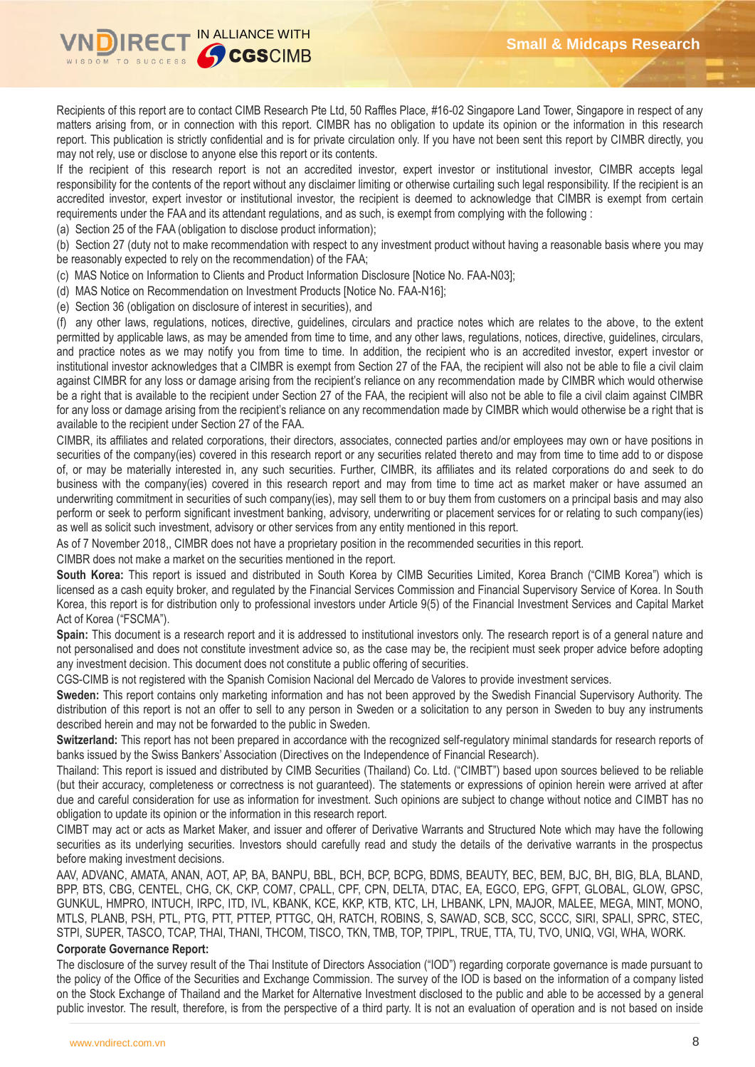Recipients of this report are to contact CIMB Research Pte Ltd, 50 Raffles Place, #16-02 Singapore Land Tower, Singapore in respect of any matters arising from, or in connection with this report. CIMBR has no obligation to update its opinion or the information in this research report. This publication is strictly confidential and is for private circulation only. If you have not been sent this report by CIMBR directly, you may not rely, use or disclose to anyone else this report or its contents.

If the recipient of this research report is not an accredited investor, expert investor or institutional investor, CIMBR accepts legal responsibility for the contents of the report without any disclaimer limiting or otherwise curtailing such legal responsibility. If the recipient is an accredited investor, expert investor or institutional investor, the recipient is deemed to acknowledge that CIMBR is exempt from certain requirements under the FAA and its attendant regulations, and as such, is exempt from complying with the following :

(a) Section 25 of the FAA (obligation to disclose product information);

(b) Section 27 (duty not to make recommendation with respect to any investment product without having a reasonable basis where you may be reasonably expected to rely on the recommendation) of the FAA;

(c) MAS Notice on Information to Clients and Product Information Disclosure [Notice No. FAA-N03];

(d) MAS Notice on Recommendation on Investment Products [Notice No. FAA-N16];

(e) Section 36 (obligation on disclosure of interest in securities), and

(f) any other laws, regulations, notices, directive, guidelines, circulars and practice notes which are relates to the above, to the extent permitted by applicable laws, as may be amended from time to time, and any other laws, regulations, notices, directive, guidelines, circulars, and practice notes as we may notify you from time to time. In addition, the recipient who is an accredited investor, expert investor or institutional investor acknowledges that a CIMBR is exempt from Section 27 of the FAA, the recipient will also not be able to file a civil claim against CIMBR for any loss or damage arising from the recipient's reliance on any recommendation made by CIMBR which would otherwise be a right that is available to the recipient under Section 27 of the FAA, the recipient will also not be able to file a civil claim against CIMBR for any loss or damage arising from the recipient's reliance on any recommendation made by CIMBR which would otherwise be a right that is available to the recipient under Section 27 of the FAA.

CIMBR, its affiliates and related corporations, their directors, associates, connected parties and/or employees may own or have positions in securities of the company(ies) covered in this research report or any securities related thereto and may from time to time add to or dispose of, or may be materially interested in, any such securities. Further, CIMBR, its affiliates and its related corporations do and seek to do business with the company(ies) covered in this research report and may from time to time act as market maker or have assumed an underwriting commitment in securities of such company(ies), may sell them to or buy them from customers on a principal basis and may also perform or seek to perform significant investment banking, advisory, underwriting or placement services for or relating to such company(ies) as well as solicit such investment, advisory or other services from any entity mentioned in this report.

As of 7 November 2018,, CIMBR does not have a proprietary position in the recommended securities in this report.

CIMBR does not make a market on the securities mentioned in the report.

**South Korea:** This report is issued and distributed in South Korea by CIMB Securities Limited, Korea Branch ("CIMB Korea") which is licensed as a cash equity broker, and regulated by the Financial Services Commission and Financial Supervisory Service of Korea. In South Korea, this report is for distribution only to professional investors under Article 9(5) of the Financial Investment Services and Capital Market Act of Korea ("FSCMA").

**Spain:** This document is a research report and it is addressed to institutional investors only. The research report is of a general nature and not personalised and does not constitute investment advice so, as the case may be, the recipient must seek proper advice before adopting any investment decision. This document does not constitute a public offering of securities.

CGS-CIMB is not registered with the Spanish Comision Nacional del Mercado de Valores to provide investment services.

**Sweden:** This report contains only marketing information and has not been approved by the Swedish Financial Supervisory Authority. The distribution of this report is not an offer to sell to any person in Sweden or a solicitation to any person in Sweden to buy any instruments described herein and may not be forwarded to the public in Sweden.

**Switzerland:** This report has not been prepared in accordance with the recognized self-regulatory minimal standards for research reports of banks issued by the Swiss Bankers' Association (Directives on the Independence of Financial Research).

Thailand: This report is issued and distributed by CIMB Securities (Thailand) Co. Ltd. ("CIMBT") based upon sources believed to be reliable (but their accuracy, completeness or correctness is not guaranteed). The statements or expressions of opinion herein were arrived at after due and careful consideration for use as information for investment. Such opinions are subject to change without notice and CIMBT has no obligation to update its opinion or the information in this research report.

CIMBT may act or acts as Market Maker, and issuer and offerer of Derivative Warrants and Structured Note which may have the following securities as its underlying securities. Investors should carefully read and study the details of the derivative warrants in the prospectus before making investment decisions.

AAV, ADVANC, AMATA, ANAN, AOT, AP, BA, BANPU, BBL, BCH, BCP, BCPG, BDMS, BEAUTY, BEC, BEM, BJC, BH, BIG, BLA, BLAND, BPP, BTS, CBG, CENTEL, CHG, CK, CKP, COM7, CPALL, CPF, CPN, DELTA, DTAC, EA, EGCO, EPG, GFPT, GLOBAL, GLOW, GPSC, GUNKUL, HMPRO, INTUCH, IRPC, ITD, IVL, KBANK, KCE, KKP, KTB, KTC, LH, LHBANK, LPN, MAJOR, MALEE, MEGA, MINT, MONO, MTLS, PLANB, PSH, PTL, PTG, PTT, PTTEP, PTTGC, QH, RATCH, ROBINS, S, SAWAD, SCB, SCC, SCCC, SIRI, SPALI, SPRC, STEC, STPI, SUPER, TASCO, TCAP, THAI, THANI, THCOM, TISCO, TKN, TMB, TOP, TPIPL, TRUE, TTA, TU, TVO, UNIQ, VGI, WHA, WORK.

**Corporate Governance Report:**

The disclosure of the survey result of the Thai Institute of Directors Association ("IOD") regarding corporate governance is made pursuant to the policy of the Office of the Securities and Exchange Commission. The survey of the IOD is based on the information of a company listed on the Stock Exchange of Thailand and the Market for Alternative Investment disclosed to the public and able to be accessed by a general public investor. The result, therefore, is from the perspective of a third party. It is not an evaluation of operation and is not based on inside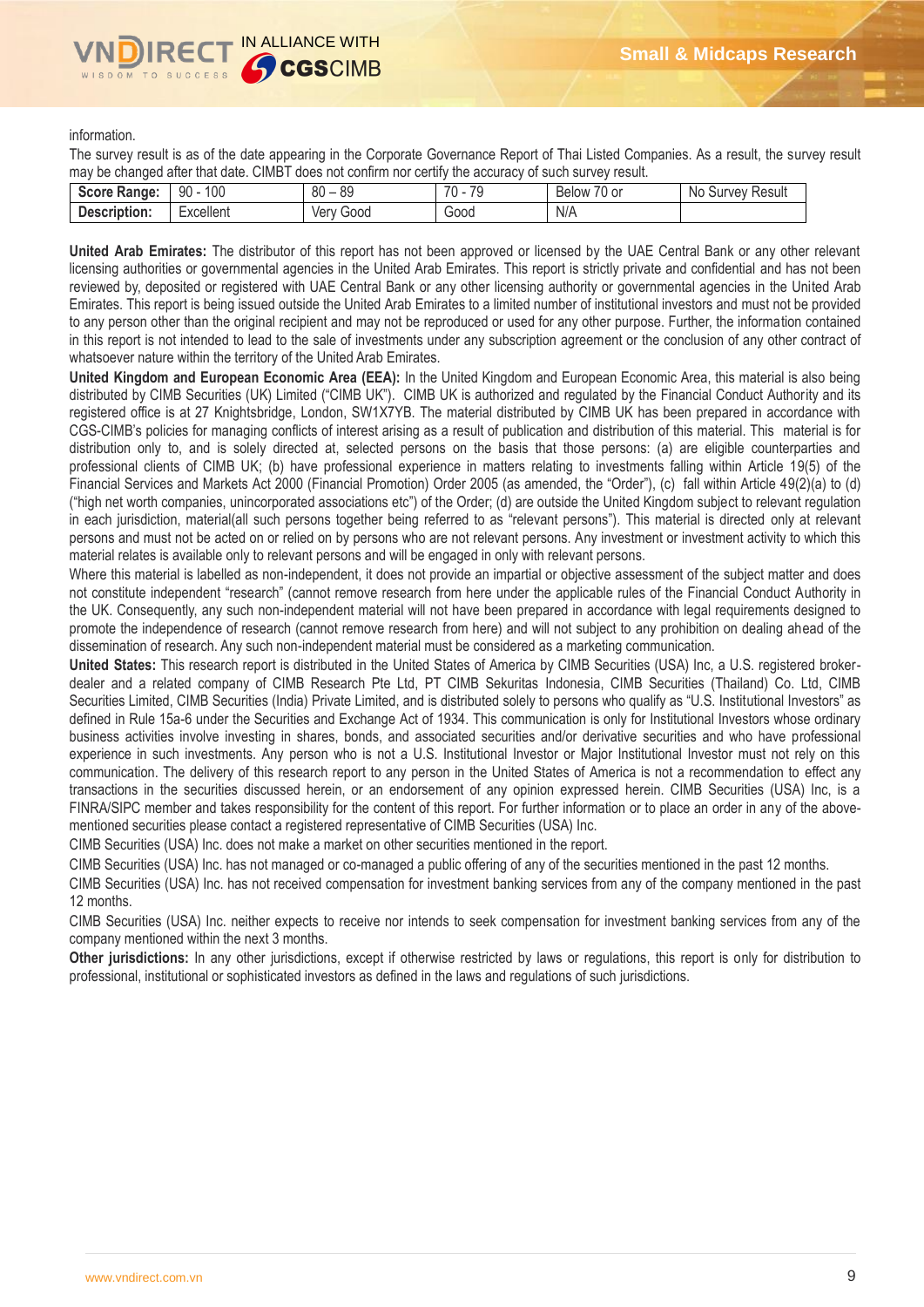information.

The survey result is as of the date appearing in the Corporate Governance Report of Thai Listed Companies. As a result, the survey result may be changed after that date. CIMBT does not confirm nor certify the accuracy of such survey result.

| **Score Range:** | 90 - 100 | 80 – 89 | 70 - 79 | Below 70 or | No Survey Result |
|---|---|---|---|---|---|
| **Description:** | Excellent | Very Good | Good | N/A | |

**United Arab Emirates:** The distributor of this report has not been approved or licensed by the UAE Central Bank or any other relevant licensing authorities or governmental agencies in the United Arab Emirates. This report is strictly private and confidential and has not been reviewed by, deposited or registered with UAE Central Bank or any other licensing authority or governmental agencies in the United Arab Emirates. This report is being issued outside the United Arab Emirates to a limited number of institutional investors and must not be provided to any person other than the original recipient and may not be reproduced or used for any other purpose. Further, the information contained in this report is not intended to lead to the sale of investments under any subscription agreement or the conclusion of any other contract of whatsoever nature within the territory of the United Arab Emirates.

**United Kingdom and European Economic Area (EEA):** In the United Kingdom and European Economic Area, this material is also being distributed by CIMB Securities (UK) Limited ("CIMB UK"). CIMB UK is authorized and regulated by the Financial Conduct Authority and its registered office is at 27 Knightsbridge, London, SW1X7YB. The material distributed by CIMB UK has been prepared in accordance with CGS-CIMB's policies for managing conflicts of interest arising as a result of publication and distribution of this material. This material is for distribution only to, and is solely directed at, selected persons on the basis that those persons: (a) are eligible counterparties and professional clients of CIMB UK; (b) have professional experience in matters relating to investments falling within Article 19(5) of the Financial Services and Markets Act 2000 (Financial Promotion) Order 2005 (as amended, the "Order"), (c) fall within Article 49(2)(a) to (d) ("high net worth companies, unincorporated associations etc") of the Order; (d) are outside the United Kingdom subject to relevant regulation in each jurisdiction, material(all such persons together being referred to as "relevant persons"). This material is directed only at relevant persons and must not be acted on or relied on by persons who are not relevant persons. Any investment or investment activity to which this material relates is available only to relevant persons and will be engaged in only with relevant persons.

Where this material is labelled as non-independent, it does not provide an impartial or objective assessment of the subject matter and does not constitute independent "research" (cannot remove research from here under the applicable rules of the Financial Conduct Authority in the UK. Consequently, any such non-independent material will not have been prepared in accordance with legal requirements designed to promote the independence of research (cannot remove research from here) and will not subject to any prohibition on dealing ahead of the dissemination of research. Any such non-independent material must be considered as a marketing communication.

**United States:** This research report is distributed in the United States of America by CIMB Securities (USA) Inc, a U.S. registered broker-dealer and a related company of CIMB Research Pte Ltd, PT CIMB Sekuritas Indonesia, CIMB Securities (Thailand) Co. Ltd, CIMB Securities Limited, CIMB Securities (India) Private Limited, and is distributed solely to persons who qualify as "U.S. Institutional Investors" as defined in Rule 15a-6 under the Securities and Exchange Act of 1934. This communication is only for Institutional Investors whose ordinary business activities involve investing in shares, bonds, and associated securities and/or derivative securities and who have professional experience in such investments. Any person who is not a U.S. Institutional Investor or Major Institutional Investor must not rely on this communication. The delivery of this research report to any person in the United States of America is not a recommendation to effect any transactions in the securities discussed herein, or an endorsement of any opinion expressed herein. CIMB Securities (USA) Inc, is a FINRA/SIPC member and takes responsibility for the content of this report. For further information or to place an order in any of the above-mentioned securities please contact a registered representative of CIMB Securities (USA) Inc.

CIMB Securities (USA) Inc. does not make a market on other securities mentioned in the report.

CIMB Securities (USA) Inc. has not managed or co-managed a public offering of any of the securities mentioned in the past 12 months.

CIMB Securities (USA) Inc. has not received compensation for investment banking services from any of the company mentioned in the past 12 months.

CIMB Securities (USA) Inc. neither expects to receive nor intends to seek compensation for investment banking services from any of the company mentioned within the next 3 months.

**Other jurisdictions:** In any other jurisdictions, except if otherwise restricted by laws or regulations, this report is only for distribution to professional, institutional or sophisticated investors as defined in the laws and regulations of such jurisdictions.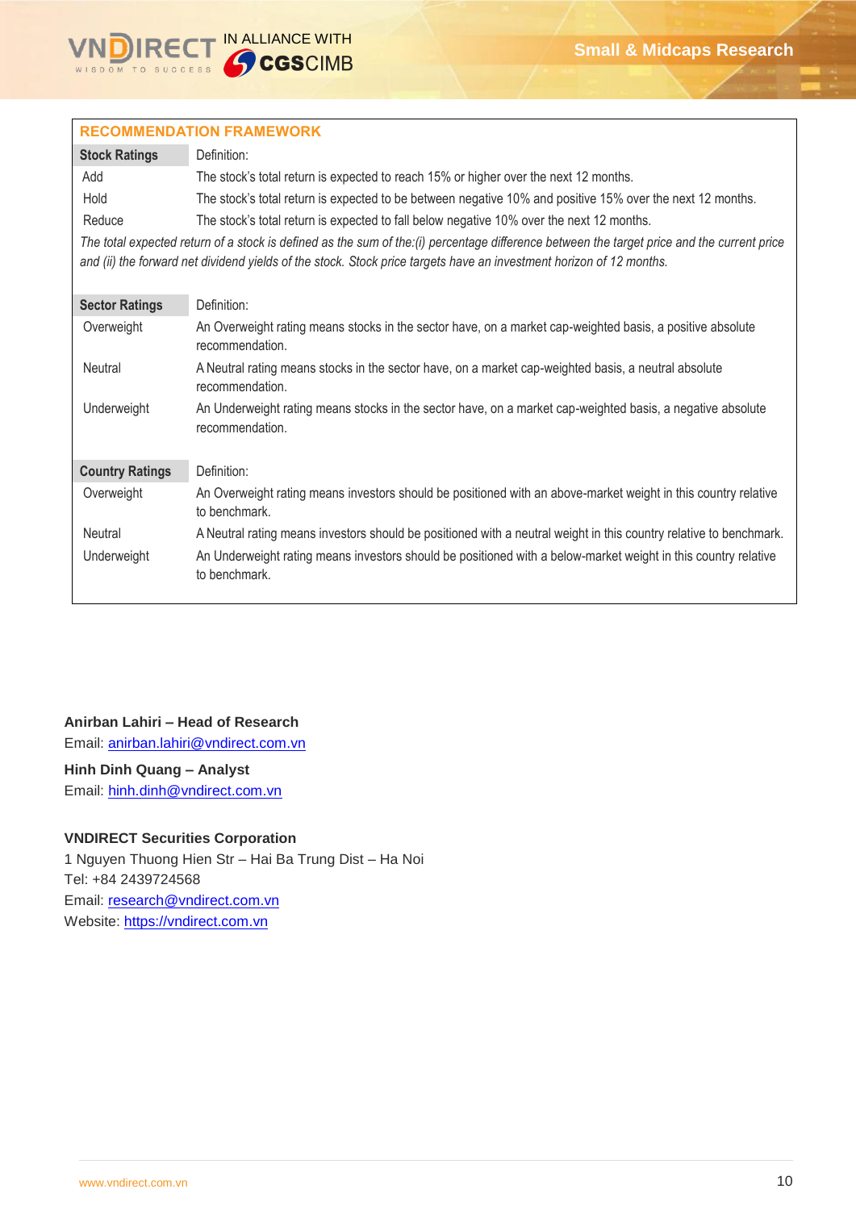## RECOMMENDATION FRAMEWORK

| Stock Ratings | Definition: |
|---|---|
| Add | The stock's total return is expected to reach 15% or higher over the next 12 months. |
| Hold | The stock's total return is expected to be between negative 10% and positive 15% over the next 12 months. |
| Reduce | The stock's total return is expected to fall below negative 10% over the next 12 months. |

*The total expected return of a stock is defined as the sum of the:(i) percentage difference between the target price and the current price and (ii) the forward net dividend yields of the stock. Stock price targets have an investment horizon of 12 months.*

| Sector Ratings | Definition: |
|---|---|
| Overweight | An Overweight rating means stocks in the sector have, on a market cap-weighted basis, a positive absolute recommendation. |
| Neutral | A Neutral rating means stocks in the sector have, on a market cap-weighted basis, a neutral absolute recommendation. |
| Underweight | An Underweight rating means stocks in the sector have, on a market cap-weighted basis, a negative absolute recommendation. |

| Country Ratings | Definition: |
|---|---|
| Overweight | An Overweight rating means investors should be positioned with an above-market weight in this country relative to benchmark. |
| Neutral | A Neutral rating means investors should be positioned with a neutral weight in this country relative to benchmark. |
| Underweight | An Underweight rating means investors should be positioned with a below-market weight in this country relative to benchmark. |

**Anirban Lahiri – Head of Research**
Email: anirban.lahiri@vndirect.com.vn

**Hinh Dinh Quang – Analyst**
Email: hinh.dinh@vndirect.com.vn

**VNDIRECT Securities Corporation**
1 Nguyen Thuong Hien Str – Hai Ba Trung Dist – Ha Noi
Tel: +84 2439724568
Email: research@vndirect.com.vn
Website: https://vndirect.com.vn